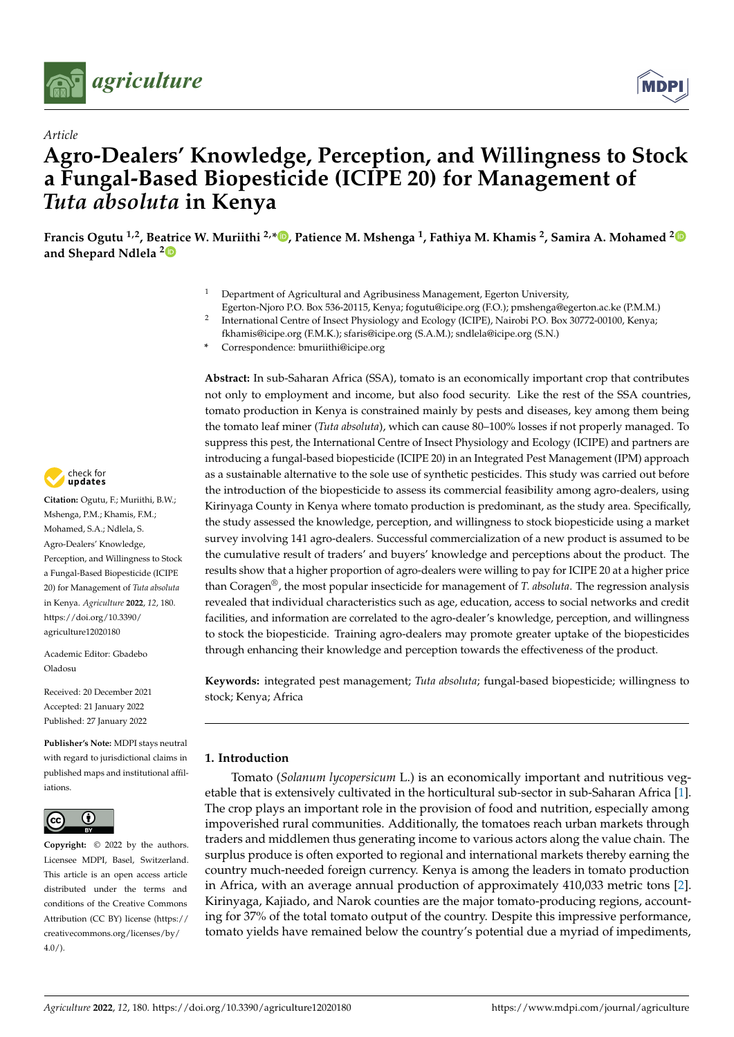*Article*

# Agro-Dealers' Knowledge, Perception, and Willingness to Stock a Fungal-Based Biopesticide (ICIPE 20) for Management of *Tuta absoluta* in Kenya

**Francis Ogutu [1,2], Beatrice W. Muriithi [2,*], Patience M. Mshenga [1], Fathiya M. Khamis [2], Samira A. Mohamed [2] and Shepard Ndlela [2]**

[1] Department of Agricultural and Agribusiness Management, Egerton University, Egerton-Njoro P.O. Box 536-20115, Kenya; fogutu@icipe.org (F.O.); pmshenga@egerton.ac.ke (P.M.M.)

[2] International Centre of Insect Physiology and Ecology (ICIPE), Nairobi P.O. Box 30772-00100, Kenya; fkhamis@icipe.org (F.M.K.); sfaris@icipe.org (S.A.M.); sndlela@icipe.org (S.N.)

* Correspondence: bmuriithi@icipe.org

**Citation:** Ogutu, F.; Muriithi, B.W.; Mshenga, P.M.; Khamis, F.M.; Mohamed, S.A.; Ndlela, S. Agro-Dealers' Knowledge, Perception, and Willingness to Stock a Fungal-Based Biopesticide (ICIPE 20) for Management of *Tuta absoluta* in Kenya. *Agriculture* **2022**, *12*, 180. https://doi.org/10.3390/agriculture12020180

Academic Editor: Gbadebo Oladosu

Received: 20 December 2021
Accepted: 21 January 2022
Published: 27 January 2022

**Publisher's Note:** MDPI stays neutral with regard to jurisdictional claims in published maps and institutional affiliations.

**Copyright:** © 2022 by the authors. Licensee MDPI, Basel, Switzerland. This article is an open access article distributed under the terms and conditions of the Creative Commons Attribution (CC BY) license (https://creativecommons.org/licenses/by/4.0/).

**Abstract:** In sub-Saharan Africa (SSA), tomato is an economically important crop that contributes not only to employment and income, but also food security. Like the rest of the SSA countries, tomato production in Kenya is constrained mainly by pests and diseases, key among them being the tomato leaf miner (*Tuta absoluta*), which can cause 80–100% losses if not properly managed. To suppress this pest, the International Centre of Insect Physiology and Ecology (ICIPE) and partners are introducing a fungal-based biopesticide (ICIPE 20) in an Integrated Pest Management (IPM) approach as a sustainable alternative to the sole use of synthetic pesticides. This study was carried out before the introduction of the biopesticide to assess its commercial feasibility among agro-dealers, using Kirinyaga County in Kenya where tomato production is predominant, as the study area. Specifically, the study assessed the knowledge, perception, and willingness to stock biopesticide using a market survey involving 141 agro-dealers. Successful commercialization of a new product is assumed to be the cumulative result of traders' and buyers' knowledge and perceptions about the product. The results show that a higher proportion of agro-dealers were willing to pay for ICIPE 20 at a higher price than Coragen®, the most popular insecticide for management of *T. absoluta*. The regression analysis revealed that individual characteristics such as age, education, access to social networks and credit facilities, and information are correlated to the agro-dealer's knowledge, perception, and willingness to stock the biopesticide. Training agro-dealers may promote greater uptake of the biopesticides through enhancing their knowledge and perception towards the effectiveness of the product.

**Keywords:** integrated pest management; *Tuta absoluta*; fungal-based biopesticide; willingness to stock; Kenya; Africa

## 1. Introduction

Tomato (*Solanum lycopersicum* L.) is an economically important and nutritious vegetable that is extensively cultivated in the horticultural sub-sector in sub-Saharan Africa [1]. The crop plays an important role in the provision of food and nutrition, especially among impoverished rural communities. Additionally, the tomatoes reach urban markets through traders and middlemen thus generating income to various actors along the value chain. The surplus produce is often exported to regional and international markets thereby earning the country much-needed foreign currency. Kenya is among the leaders in tomato production in Africa, with an average annual production of approximately 410,033 metric tons [2]. Kirinyaga, Kajiado, and Narok counties are the major tomato-producing regions, accounting for 37% of the total tomato output of the country. Despite this impressive performance, tomato yields have remained below the country's potential due a myriad of impediments,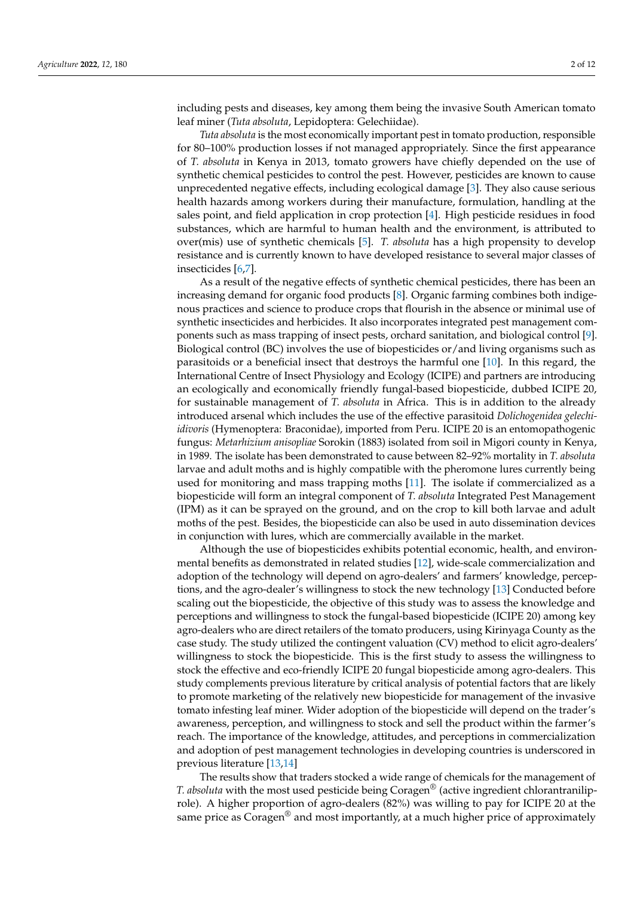including pests and diseases, key among them being the invasive South American tomato leaf miner (*Tuta absoluta*, Lepidoptera: Gelechiidae).

*Tuta absoluta* is the most economically important pest in tomato production, responsible for 80–100% production losses if not managed appropriately. Since the first appearance of *T. absoluta* in Kenya in 2013, tomato growers have chiefly depended on the use of synthetic chemical pesticides to control the pest. However, pesticides are known to cause unprecedented negative effects, including ecological damage [3]. They also cause serious health hazards among workers during their manufacture, formulation, handling at the sales point, and field application in crop protection [4]. High pesticide residues in food substances, which are harmful to human health and the environment, is attributed to over(mis) use of synthetic chemicals [5]. *T. absoluta* has a high propensity to develop resistance and is currently known to have developed resistance to several major classes of insecticides [6,7].

As a result of the negative effects of synthetic chemical pesticides, there has been an increasing demand for organic food products [8]. Organic farming combines both indigenous practices and science to produce crops that flourish in the absence or minimal use of synthetic insecticides and herbicides. It also incorporates integrated pest management components such as mass trapping of insect pests, orchard sanitation, and biological control [9]. Biological control (BC) involves the use of biopesticides or/and living organisms such as parasitoids or a beneficial insect that destroys the harmful one [10]. In this regard, the International Centre of Insect Physiology and Ecology (ICIPE) and partners are introducing an ecologically and economically friendly fungal-based biopesticide, dubbed ICIPE 20, for sustainable management of *T. absoluta* in Africa. This is in addition to the already introduced arsenal which includes the use of the effective parasitoid *Dolichogenidea gelechiidivoris* (Hymenoptera: Braconidae), imported from Peru. ICIPE 20 is an entomopathogenic fungus: *Metarhizium anisopliae* Sorokin (1883) isolated from soil in Migori county in Kenya, in 1989. The isolate has been demonstrated to cause between 82–92% mortality in *T. absoluta* larvae and adult moths and is highly compatible with the pheromone lures currently being used for monitoring and mass trapping moths [11]. The isolate if commercialized as a biopesticide will form an integral component of *T. absoluta* Integrated Pest Management (IPM) as it can be sprayed on the ground, and on the crop to kill both larvae and adult moths of the pest. Besides, the biopesticide can also be used in auto dissemination devices in conjunction with lures, which are commercially available in the market.

Although the use of biopesticides exhibits potential economic, health, and environmental benefits as demonstrated in related studies [12], wide-scale commercialization and adoption of the technology will depend on agro-dealers' and farmers' knowledge, perceptions, and the agro-dealer's willingness to stock the new technology [13] Conducted before scaling out the biopesticide, the objective of this study was to assess the knowledge and perceptions and willingness to stock the fungal-based biopesticide (ICIPE 20) among key agro-dealers who are direct retailers of the tomato producers, using Kirinyaga County as the case study. The study utilized the contingent valuation (CV) method to elicit agro-dealers' willingness to stock the biopesticide. This is the first study to assess the willingness to stock the effective and eco-friendly ICIPE 20 fungal biopesticide among agro-dealers. This study complements previous literature by critical analysis of potential factors that are likely to promote marketing of the relatively new biopesticide for management of the invasive tomato infesting leaf miner. Wider adoption of the biopesticide will depend on the trader's awareness, perception, and willingness to stock and sell the product within the farmer's reach. The importance of the knowledge, attitudes, and perceptions in commercialization and adoption of pest management technologies in developing countries is underscored in previous literature [13,14]

The results show that traders stocked a wide range of chemicals for the management of *T. absoluta* with the most used pesticide being Coragen® (active ingredient chlorantraniliprole). A higher proportion of agro-dealers (82%) was willing to pay for ICIPE 20 at the same price as Coragen® and most importantly, at a much higher price of approximately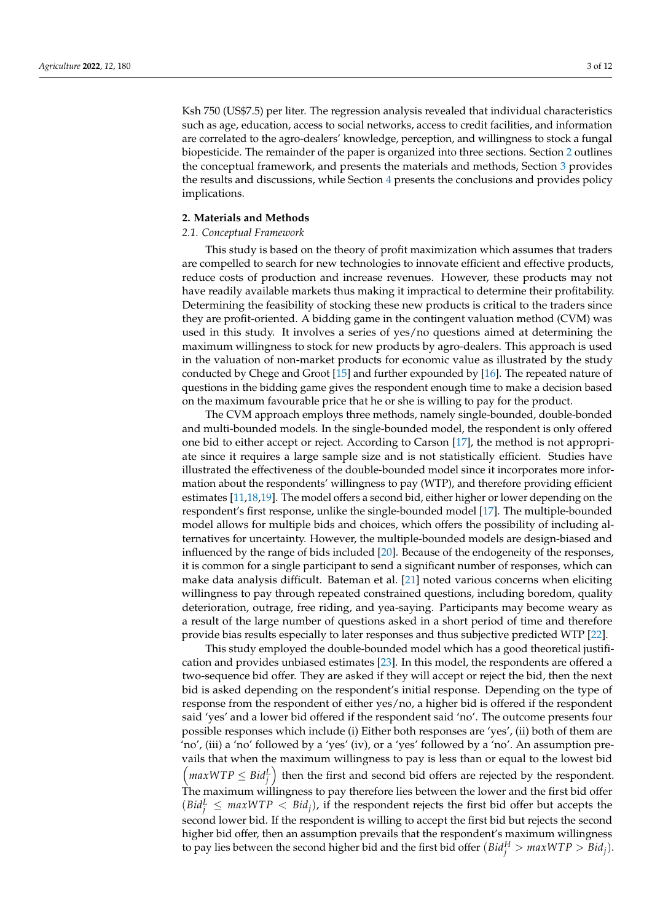Ksh 750 (US$7.5) per liter. The regression analysis revealed that individual characteristics such as age, education, access to social networks, access to credit facilities, and information are correlated to the agro-dealers' knowledge, perception, and willingness to stock a fungal biopesticide. The remainder of the paper is organized into three sections. Section 2 outlines the conceptual framework, and presents the materials and methods, Section 3 provides the results and discussions, while Section 4 presents the conclusions and provides policy implications.

## 2. Materials and Methods

### 2.1. Conceptual Framework

This study is based on the theory of profit maximization which assumes that traders are compelled to search for new technologies to innovate efficient and effective products, reduce costs of production and increase revenues. However, these products may not have readily available markets thus making it impractical to determine their profitability. Determining the feasibility of stocking these new products is critical to the traders since they are profit-oriented. A bidding game in the contingent valuation method (CVM) was used in this study. It involves a series of yes/no questions aimed at determining the maximum willingness to stock for new products by agro-dealers. This approach is used in the valuation of non-market products for economic value as illustrated by the study conducted by Chege and Groot [15] and further expounded by [16]. The repeated nature of questions in the bidding game gives the respondent enough time to make a decision based on the maximum favourable price that he or she is willing to pay for the product.

The CVM approach employs three methods, namely single-bounded, double-bonded and multi-bounded models. In the single-bounded model, the respondent is only offered one bid to either accept or reject. According to Carson [17], the method is not appropriate since it requires a large sample size and is not statistically efficient. Studies have illustrated the effectiveness of the double-bounded model since it incorporates more information about the respondents' willingness to pay (WTP), and therefore providing efficient estimates [11,18,19]. The model offers a second bid, either higher or lower depending on the respondent's first response, unlike the single-bounded model [17]. The multiple-bounded model allows for multiple bids and choices, which offers the possibility of including alternatives for uncertainty. However, the multiple-bounded models are design-biased and influenced by the range of bids included [20]. Because of the endogeneity of the responses, it is common for a single participant to send a significant number of responses, which can make data analysis difficult. Bateman et al. [21] noted various concerns when eliciting willingness to pay through repeated constrained questions, including boredom, quality deterioration, outrage, free riding, and yea-saying. Participants may become weary as a result of the large number of questions asked in a short period of time and therefore provide bias results especially to later responses and thus subjective predicted WTP [22].

This study employed the double-bounded model which has a good theoretical justification and provides unbiased estimates [23]. In this model, the respondents are offered a two-sequence bid offer. They are asked if they will accept or reject the bid, then the next bid is asked depending on the respondent's initial response. Depending on the type of response from the respondent of either yes/no, a higher bid is offered if the respondent said 'yes' and a lower bid offered if the respondent said 'no'. The outcome presents four possible responses which include (i) Either both responses are 'yes', (ii) both of them are 'no', (iii) a 'no' followed by a 'yes' (iv), or a 'yes' followed by a 'no'. An assumption prevails that when the maximum willingness to pay is less than or equal to the lowest bid $\left(maxWTP \leq Bid_j^L\right)$ then the first and second bid offers are rejected by the respondent. The maximum willingness to pay therefore lies between the lower and the first bid offer $(Bid_j^L \leq maxWTP < Bid_j)$, if the respondent rejects the first bid offer but accepts the second lower bid. If the respondent is willing to accept the first bid but rejects the second higher bid offer, then an assumption prevails that the respondent's maximum willingness to pay lies between the second higher bid and the first bid offer $(Bid_j^H > maxWTP > Bid_j)$.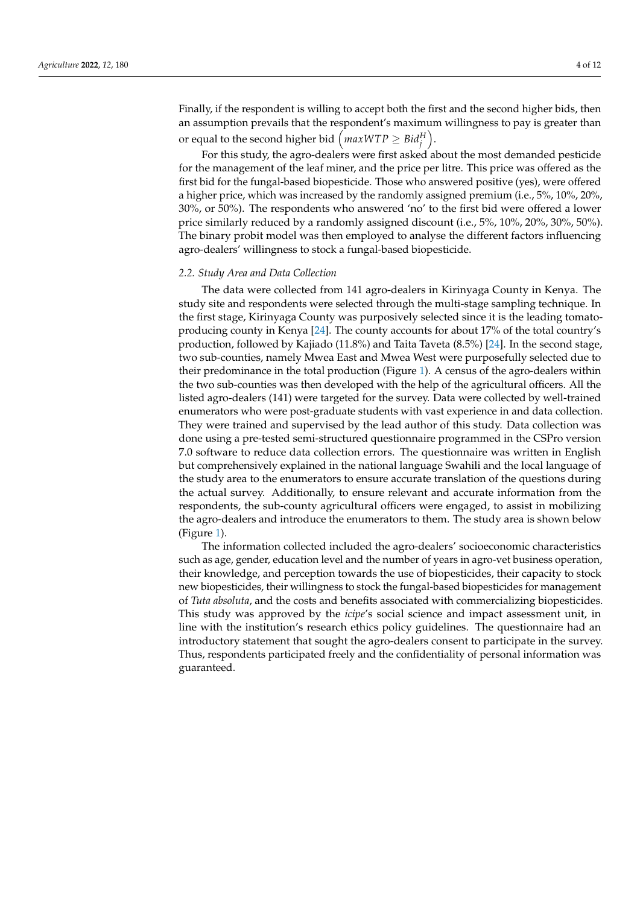Finally, if the respondent is willing to accept both the first and the second higher bids, then an assumption prevails that the respondent's maximum willingness to pay is greater than or equal to the second higher bid $\left(maxWTP \geq Bid_j^H\right)$.

For this study, the agro-dealers were first asked about the most demanded pesticide for the management of the leaf miner, and the price per litre. This price was offered as the first bid for the fungal-based biopesticide. Those who answered positive (yes), were offered a higher price, which was increased by the randomly assigned premium (i.e., 5%, 10%, 20%, 30%, or 50%). The respondents who answered 'no' to the first bid were offered a lower price similarly reduced by a randomly assigned discount (i.e., 5%, 10%, 20%, 30%, 50%). The binary probit model was then employed to analyse the different factors influencing agro-dealers' willingness to stock a fungal-based biopesticide.

### *2.2. Study Area and Data Collection*

The data were collected from 141 agro-dealers in Kirinyaga County in Kenya. The study site and respondents were selected through the multi-stage sampling technique. In the first stage, Kirinyaga County was purposively selected since it is the leading tomato-producing county in Kenya [24]. The county accounts for about 17% of the total country's production, followed by Kajiado (11.8%) and Taita Taveta (8.5%) [24]. In the second stage, two sub-counties, namely Mwea East and Mwea West were purposefully selected due to their predominance in the total production (Figure 1). A census of the agro-dealers within the two sub-counties was then developed with the help of the agricultural officers. All the listed agro-dealers (141) were targeted for the survey. Data were collected by well-trained enumerators who were post-graduate students with vast experience in and data collection. They were trained and supervised by the lead author of this study. Data collection was done using a pre-tested semi-structured questionnaire programmed in the CSPro version 7.0 software to reduce data collection errors. The questionnaire was written in English but comprehensively explained in the national language Swahili and the local language of the study area to the enumerators to ensure accurate translation of the questions during the actual survey. Additionally, to ensure relevant and accurate information from the respondents, the sub-county agricultural officers were engaged, to assist in mobilizing the agro-dealers and introduce the enumerators to them. The study area is shown below (Figure 1).

The information collected included the agro-dealers' socioeconomic characteristics such as age, gender, education level and the number of years in agro-vet business operation, their knowledge, and perception towards the use of biopesticides, their capacity to stock new biopesticides, their willingness to stock the fungal-based biopesticides for management of *Tuta absoluta*, and the costs and benefits associated with commercializing biopesticides. This study was approved by the *icipe*'s social science and impact assessment unit, in line with the institution's research ethics policy guidelines. The questionnaire had an introductory statement that sought the agro-dealers consent to participate in the survey. Thus, respondents participated freely and the confidentiality of personal information was guaranteed.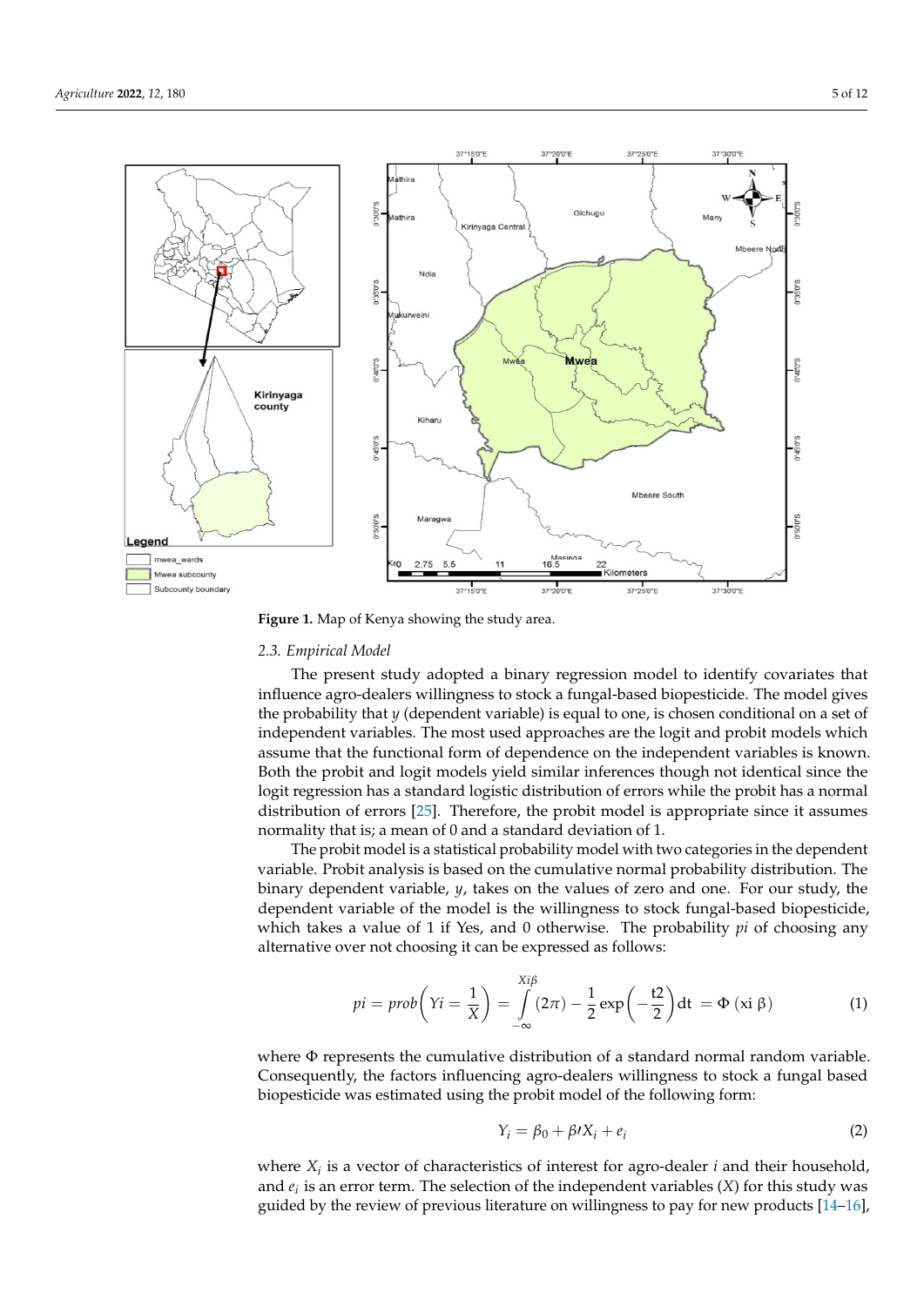**Figure 1.** Map of Kenya showing the study area.

### 2.3. Empirical Model

The present study adopted a binary regression model to identify covariates that influence agro-dealers willingness to stock a fungal-based biopesticide. The model gives the probability that $y$ (dependent variable) is equal to one, is chosen conditional on a set of independent variables. The most used approaches are the logit and probit models which assume that the functional form of dependence on the independent variables is known. Both the probit and logit models yield similar inferences though not identical since the logit regression has a standard logistic distribution of errors while the probit has a normal distribution of errors [25]. Therefore, the probit model is appropriate since it assumes normality that is; a mean of 0 and a standard deviation of 1.

The probit model is a statistical probability model with two categories in the dependent variable. Probit analysis is based on the cumulative normal probability distribution. The binary dependent variable, $y$, takes on the values of zero and one. For our study, the dependent variable of the model is the willingness to stock fungal-based biopesticide, which takes a value of 1 if Yes, and 0 otherwise. The probability $pi$ of choosing any alternative over not choosing it can be expressed as follows:

$$pi = prob\left(Yi = \frac{1}{X}\right) = \int_{-\infty}^{Xi\beta} (2\pi) - \frac{1}{2}\exp\left(-\frac{t2}{2}\right)\mathrm{d}t \ = \Phi\,(\mathrm{xi}\ \beta) \tag{1}$$

where $\Phi$ represents the cumulative distribution of a standard normal random variable. Consequently, the factors influencing agro-dealers willingness to stock a fungal based biopesticide was estimated using the probit model of the following form:

$$Y_i = \beta_0 + \beta \prime X_i + e_i \tag{2}$$

where $X_i$ is a vector of characteristics of interest for agro-dealer $i$ and their household, and $e_i$ is an error term. The selection of the independent variables ($X$) for this study was guided by the review of previous literature on willingness to pay for new products [14–16],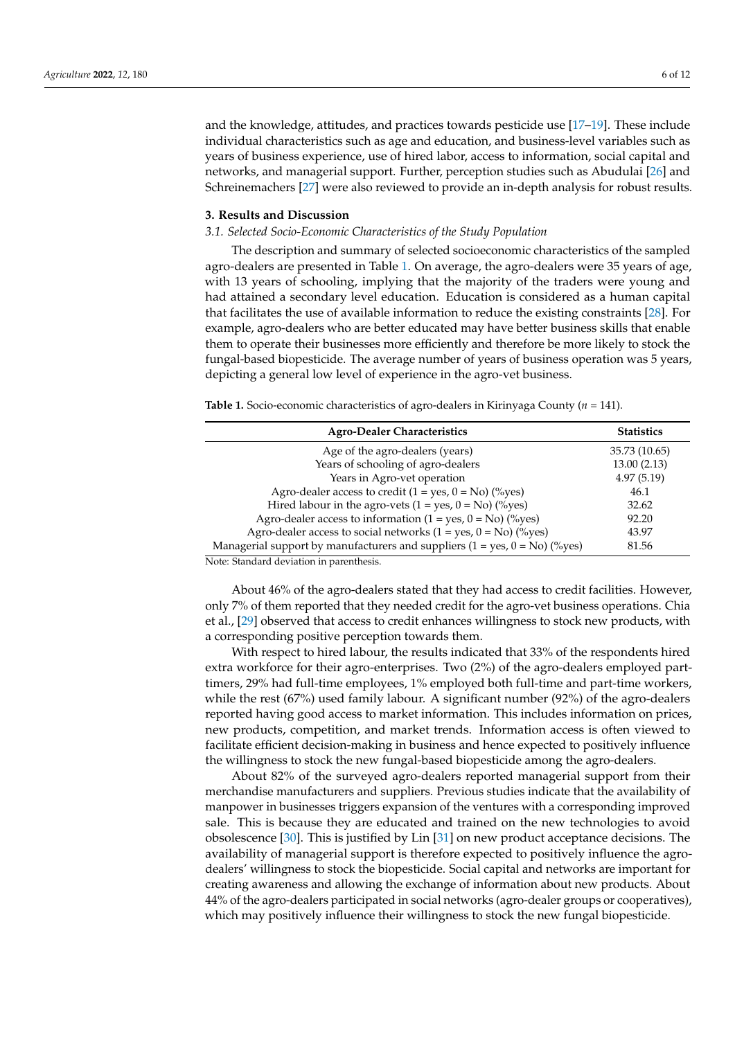and the knowledge, attitudes, and practices towards pesticide use [17–19]. These include individual characteristics such as age and education, and business-level variables such as years of business experience, use of hired labor, access to information, social capital and networks, and managerial support. Further, perception studies such as Abudulai [26] and Schreinemachers [27] were also reviewed to provide an in-depth analysis for robust results.

## 3. Results and Discussion

### *3.1. Selected Socio-Economic Characteristics of the Study Population*

The description and summary of selected socioeconomic characteristics of the sampled agro-dealers are presented in Table 1. On average, the agro-dealers were 35 years of age, with 13 years of schooling, implying that the majority of the traders were young and had attained a secondary level education. Education is considered as a human capital that facilitates the use of available information to reduce the existing constraints [28]. For example, agro-dealers who are better educated may have better business skills that enable them to operate their businesses more efficiently and therefore be more likely to stock the fungal-based biopesticide. The average number of years of business operation was 5 years, depicting a general low level of experience in the agro-vet business.

**Table 1.** Socio-economic characteristics of agro-dealers in Kirinyaga County (*n* = 141).

| Agro-Dealer Characteristics | Statistics |
|---|---|
| Age of the agro-dealers (years) | 35.73 (10.65) |
| Years of schooling of agro-dealers | 13.00 (2.13) |
| Years in Agro-vet operation | 4.97 (5.19) |
| Agro-dealer access to credit (1 = yes, 0 = No) (%yes) | 46.1 |
| Hired labour in the agro-vets (1 = yes, 0 = No) (%yes) | 32.62 |
| Agro-dealer access to information (1 = yes, 0 = No) (%yes) | 92.20 |
| Agro-dealer access to social networks (1 = yes, 0 = No) (%yes) | 43.97 |
| Managerial support by manufacturers and suppliers (1 = yes, 0 = No) (%yes) | 81.56 |

Note: Standard deviation in parenthesis.

About 46% of the agro-dealers stated that they had access to credit facilities. However, only 7% of them reported that they needed credit for the agro-vet business operations. Chia et al., [29] observed that access to credit enhances willingness to stock new products, with a corresponding positive perception towards them.

With respect to hired labour, the results indicated that 33% of the respondents hired extra workforce for their agro-enterprises. Two (2%) of the agro-dealers employed part-timers, 29% had full-time employees, 1% employed both full-time and part-time workers, while the rest (67%) used family labour. A significant number (92%) of the agro-dealers reported having good access to market information. This includes information on prices, new products, competition, and market trends. Information access is often viewed to facilitate efficient decision-making in business and hence expected to positively influence the willingness to stock the new fungal-based biopesticide among the agro-dealers.

About 82% of the surveyed agro-dealers reported managerial support from their merchandise manufacturers and suppliers. Previous studies indicate that the availability of manpower in businesses triggers expansion of the ventures with a corresponding improved sale. This is because they are educated and trained on the new technologies to avoid obsolescence [30]. This is justified by Lin [31] on new product acceptance decisions. The availability of managerial support is therefore expected to positively influence the agro-dealers' willingness to stock the biopesticide. Social capital and networks are important for creating awareness and allowing the exchange of information about new products. About 44% of the agro-dealers participated in social networks (agro-dealer groups or cooperatives), which may positively influence their willingness to stock the new fungal biopesticide.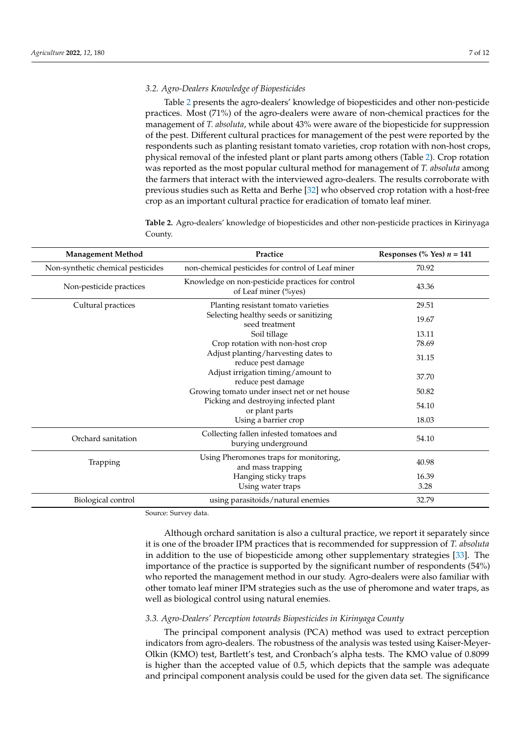### 3.2. Agro-Dealers Knowledge of Biopesticides

Table 2 presents the agro-dealers' knowledge of biopesticides and other non-pesticide practices. Most (71%) of the agro-dealers were aware of non-chemical practices for the management of *T. absoluta*, while about 43% were aware of the biopesticide for suppression of the pest. Different cultural practices for management of the pest were reported by the respondents such as planting resistant tomato varieties, crop rotation with non-host crops, physical removal of the infested plant or plant parts among others (Table 2). Crop rotation was reported as the most popular cultural method for management of *T. absoluta* among the farmers that interact with the interviewed agro-dealers. The results corroborate with previous studies such as Retta and Berhe [32] who observed crop rotation with a host-free crop as an important cultural practice for eradication of tomato leaf miner.

**Table 2.** Agro-dealers' knowledge of biopesticides and other non-pesticide practices in Kirinyaga County.

| Management Method | Practice | Responses (% Yes) *n* = 141 |
|---|---|---|
| Non-synthetic chemical pesticides | non-chemical pesticides for control of Leaf miner | 70.92 |
| Non-pesticide practices | Knowledge on non-pesticide practices for control of Leaf miner (%yes) | 43.36 |
| Cultural practices | Planting resistant tomato varieties | 29.51 |
| | Selecting healthy seeds or sanitizing seed treatment | 19.67 |
| | Soil tillage | 13.11 |
| | Crop rotation with non-host crop | 78.69 |
| | Adjust planting/harvesting dates to reduce pest damage | 31.15 |
| | Adjust irrigation timing/amount to reduce pest damage | 37.70 |
| | Growing tomato under insect net or net house | 50.82 |
| | Picking and destroying infected plant or plant parts | 54.10 |
| | Using a barrier crop | 18.03 |
| Orchard sanitation | Collecting fallen infested tomatoes and burying underground | 54.10 |
| Trapping | Using Pheromones traps for monitoring, and mass trapping | 40.98 |
| | Hanging sticky traps | 16.39 |
| | Using water traps | 3.28 |
| Biological control | using parasitoids/natural enemies | 32.79 |

Source: Survey data.

Although orchard sanitation is also a cultural practice, we report it separately since it is one of the broader IPM practices that is recommended for suppression of *T. absoluta* in addition to the use of biopesticide among other supplementary strategies [33]. The importance of the practice is supported by the significant number of respondents (54%) who reported the management method in our study. Agro-dealers were also familiar with other tomato leaf miner IPM strategies such as the use of pheromone and water traps, as well as biological control using natural enemies.

### 3.3. Agro-Dealers' Perception towards Biopesticides in Kirinyaga County

The principal component analysis (PCA) method was used to extract perception indicators from agro-dealers. The robustness of the analysis was tested using Kaiser-Meyer-Olkin (KMO) test, Bartlett's test, and Cronbach's alpha tests. The KMO value of 0.8099 is higher than the accepted value of 0.5, which depicts that the sample was adequate and principal component analysis could be used for the given data set. The significance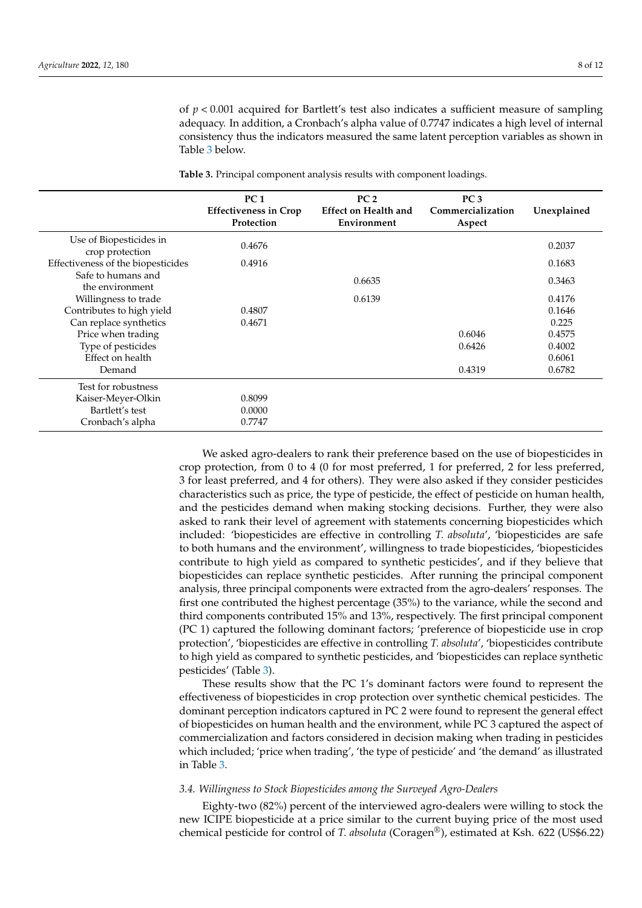of $p < 0.001$ acquired for Bartlett's test also indicates a sufficient measure of sampling adequacy. In addition, a Cronbach's alpha value of 0.7747 indicates a high level of internal consistency thus the indicators measured the same latent perception variables as shown in Table 3 below.

**Table 3.** Principal component analysis results with component loadings.

| | PC 1 Effectiveness in Crop Protection | PC 2 Effect on Health and Environment | PC 3 Commercialization Aspect | Unexplained |
|---|---|---|---|---|
| Use of Biopesticides in crop protection | 0.4676 | | | 0.2037 |
| Effectiveness of the biopesticides | 0.4916 | | | 0.1683 |
| Safe to humans and the environment | | 0.6635 | | 0.3463 |
| Willingness to trade | | 0.6139 | | 0.4176 |
| Contributes to high yield | 0.4807 | | | 0.1646 |
| Can replace synthetics | 0.4671 | | | 0.225 |
| Price when trading | | | 0.6046 | 0.4575 |
| Type of pesticides | | | 0.6426 | 0.4002 |
| Effect on health | | | | 0.6061 |
| Demand | | | 0.4319 | 0.6782 |
| Test for robustness | | | | |
| Kaiser-Meyer-Olkin | 0.8099 | | | |
| Bartlett's test | 0.0000 | | | |
| Cronbach's alpha | 0.7747 | | | |

We asked agro-dealers to rank their preference based on the use of biopesticides in crop protection, from 0 to 4 (0 for most preferred, 1 for preferred, 2 for less preferred, 3 for least preferred, and 4 for others). They were also asked if they consider pesticides characteristics such as price, the type of pesticide, the effect of pesticide on human health, and the pesticides demand when making stocking decisions. Further, they were also asked to rank their level of agreement with statements concerning biopesticides which included: 'biopesticides are effective in controlling *T. absoluta*', 'biopesticides are safe to both humans and the environment', willingness to trade biopesticides, 'biopesticides contribute to high yield as compared to synthetic pesticides', and if they believe that biopesticides can replace synthetic pesticides. After running the principal component analysis, three principal components were extracted from the agro-dealers' responses. The first one contributed the highest percentage (35%) to the variance, while the second and third components contributed 15% and 13%, respectively. The first principal component (PC 1) captured the following dominant factors; 'preference of biopesticide use in crop protection', 'biopesticides are effective in controlling *T. absoluta*', 'biopesticides contribute to high yield as compared to synthetic pesticides, and 'biopesticides can replace synthetic pesticides' (Table 3).

These results show that the PC 1's dominant factors were found to represent the effectiveness of biopesticides in crop protection over synthetic chemical pesticides. The dominant perception indicators captured in PC 2 were found to represent the general effect of biopesticides on human health and the environment, while PC 3 captured the aspect of commercialization and factors considered in decision making when trading in pesticides which included; 'price when trading', 'the type of pesticide' and 'the demand' as illustrated in Table 3.

### 3.4. Willingness to Stock Biopesticides among the Surveyed Agro-Dealers

Eighty-two (82%) percent of the interviewed agro-dealers were willing to stock the new ICIPE biopesticide at a price similar to the current buying price of the most used chemical pesticide for control of *T. absoluta* (Coragen®), estimated at Ksh. 622 (US$6.22)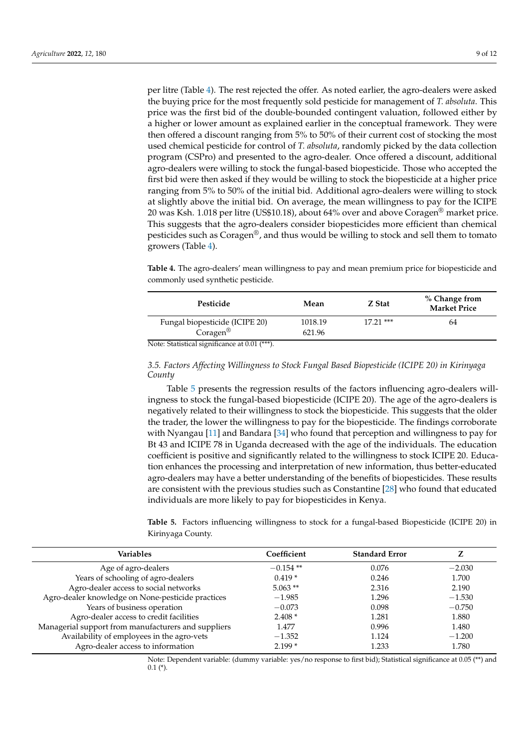per litre (Table 4). The rest rejected the offer. As noted earlier, the agro-dealers were asked the buying price for the most frequently sold pesticide for management of *T. absoluta*. This price was the first bid of the double-bounded contingent valuation, followed either by a higher or lower amount as explained earlier in the conceptual framework. They were then offered a discount ranging from 5% to 50% of their current cost of stocking the most used chemical pesticide for control of *T. absoluta*, randomly picked by the data collection program (CSPro) and presented to the agro-dealer. Once offered a discount, additional agro-dealers were willing to stock the fungal-based biopesticide. Those who accepted the first bid were then asked if they would be willing to stock the biopesticide at a higher price ranging from 5% to 50% of the initial bid. Additional agro-dealers were willing to stock at slightly above the initial bid. On average, the mean willingness to pay for the ICIPE 20 was Ksh. 1.018 per litre (US$10.18), about 64% over and above Coragen® market price. This suggests that the agro-dealers consider biopesticides more efficient than chemical pesticides such as Coragen®, and thus would be willing to stock and sell them to tomato growers (Table 4).

**Table 4.** The agro-dealers' mean willingness to pay and mean premium price for biopesticide and commonly used synthetic pesticide.

| Pesticide | Mean | Z Stat | % Change from Market Price |
|---|---|---|---|
| Fungal biopesticide (ICIPE 20) | 1018.19 | 17.21 *** | 64 |
| Coragen® | 621.96 | | |

Note: Statistical significance at 0.01 (***).

### 3.5. Factors Affecting Willingness to Stock Fungal Based Biopesticide (ICIPE 20) in Kirinyaga County

Table 5 presents the regression results of the factors influencing agro-dealers willingness to stock the fungal-based biopesticide (ICIPE 20). The age of the agro-dealers is negatively related to their willingness to stock the biopesticide. This suggests that the older the trader, the lower the willingness to pay for the biopesticide. The findings corroborate with Nyangau [11] and Bandara [34] who found that perception and willingness to pay for Bt 43 and ICIPE 78 in Uganda decreased with the age of the individuals. The education coefficient is positive and significantly related to the willingness to stock ICIPE 20. Education enhances the processing and interpretation of new information, thus better-educated agro-dealers may have a better understanding of the benefits of biopesticides. These results are consistent with the previous studies such as Constantine [28] who found that educated individuals are more likely to pay for biopesticides in Kenya.

**Table 5.** Factors influencing willingness to stock for a fungal-based Biopesticide (ICIPE 20) in Kirinyaga County.

| Variables | Coefficient | Standard Error | Z |
|---|---|---|---|
| Age of agro-dealers | −0.154 ** | 0.076 | −2.030 |
| Years of schooling of agro-dealers | 0.419 * | 0.246 | 1.700 |
| Agro-dealer access to social networks | 5.063 ** | 2.316 | 2.190 |
| Agro-dealer knowledge on None-pesticide practices | −1.985 | 1.296 | −1.530 |
| Years of business operation | −0.073 | 0.098 | −0.750 |
| Agro-dealer access to credit facilities | 2.408 * | 1.281 | 1.880 |
| Managerial support from manufacturers and suppliers | 1.477 | 0.996 | 1.480 |
| Availability of employees in the agro-vets | −1.352 | 1.124 | −1.200 |
| Agro-dealer access to information | 2.199 * | 1.233 | 1.780 |

Note: Dependent variable: (dummy variable: yes/no response to first bid); Statistical significance at 0.05 (**) and 0.1 (*).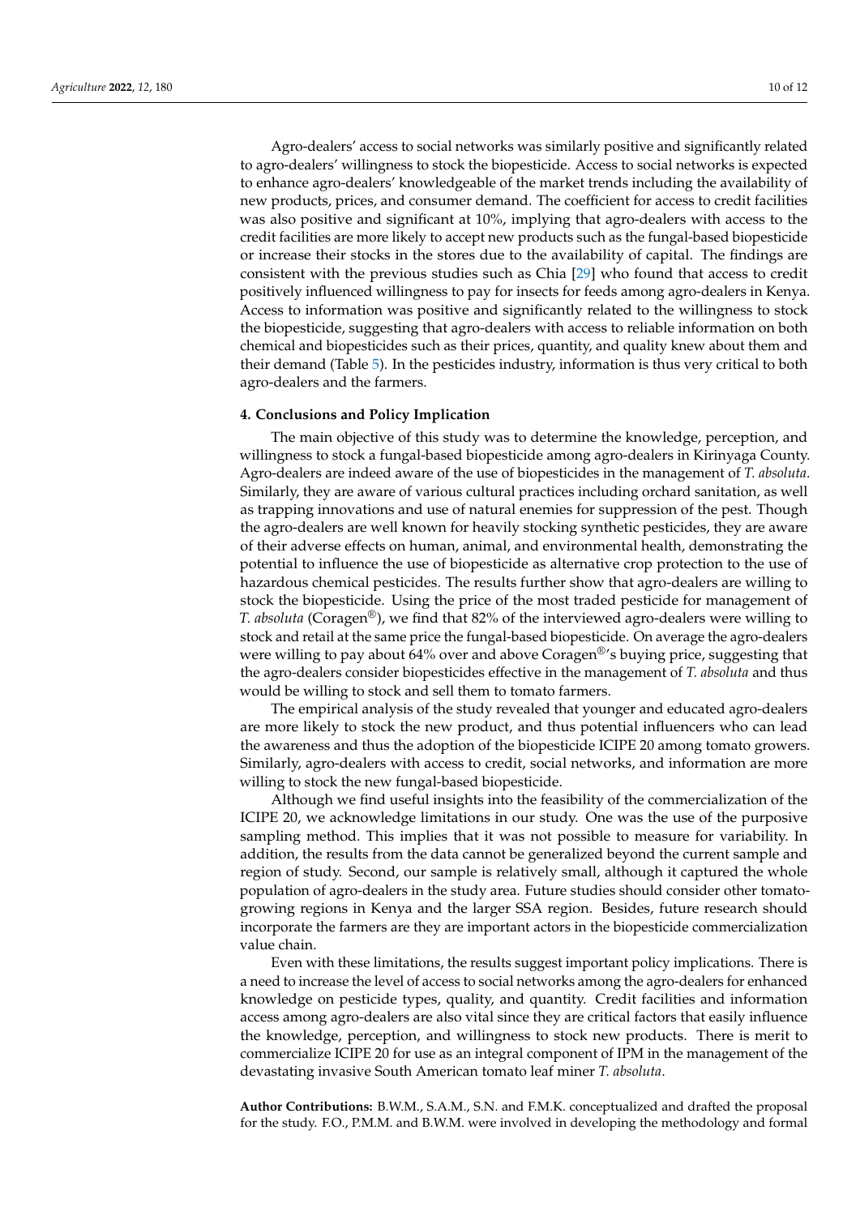Agro-dealers' access to social networks was similarly positive and significantly related to agro-dealers' willingness to stock the biopesticide. Access to social networks is expected to enhance agro-dealers' knowledgeable of the market trends including the availability of new products, prices, and consumer demand. The coefficient for access to credit facilities was also positive and significant at 10%, implying that agro-dealers with access to the credit facilities are more likely to accept new products such as the fungal-based biopesticide or increase their stocks in the stores due to the availability of capital. The findings are consistent with the previous studies such as Chia [29] who found that access to credit positively influenced willingness to pay for insects for feeds among agro-dealers in Kenya. Access to information was positive and significantly related to the willingness to stock the biopesticide, suggesting that agro-dealers with access to reliable information on both chemical and biopesticides such as their prices, quantity, and quality knew about them and their demand (Table 5). In the pesticides industry, information is thus very critical to both agro-dealers and the farmers.

## 4. Conclusions and Policy Implication

The main objective of this study was to determine the knowledge, perception, and willingness to stock a fungal-based biopesticide among agro-dealers in Kirinyaga County. Agro-dealers are indeed aware of the use of biopesticides in the management of *T. absoluta*. Similarly, they are aware of various cultural practices including orchard sanitation, as well as trapping innovations and use of natural enemies for suppression of the pest. Though the agro-dealers are well known for heavily stocking synthetic pesticides, they are aware of their adverse effects on human, animal, and environmental health, demonstrating the potential to influence the use of biopesticide as alternative crop protection to the use of hazardous chemical pesticides. The results further show that agro-dealers are willing to stock the biopesticide. Using the price of the most traded pesticide for management of *T. absoluta* (Coragen®), we find that 82% of the interviewed agro-dealers were willing to stock and retail at the same price the fungal-based biopesticide. On average the agro-dealers were willing to pay about 64% over and above Coragen®'s buying price, suggesting that the agro-dealers consider biopesticides effective in the management of *T. absoluta* and thus would be willing to stock and sell them to tomato farmers.

The empirical analysis of the study revealed that younger and educated agro-dealers are more likely to stock the new product, and thus potential influencers who can lead the awareness and thus the adoption of the biopesticide ICIPE 20 among tomato growers. Similarly, agro-dealers with access to credit, social networks, and information are more willing to stock the new fungal-based biopesticide.

Although we find useful insights into the feasibility of the commercialization of the ICIPE 20, we acknowledge limitations in our study. One was the use of the purposive sampling method. This implies that it was not possible to measure for variability. In addition, the results from the data cannot be generalized beyond the current sample and region of study. Second, our sample is relatively small, although it captured the whole population of agro-dealers in the study area. Future studies should consider other tomato-growing regions in Kenya and the larger SSA region. Besides, future research should incorporate the farmers are they are important actors in the biopesticide commercialization value chain.

Even with these limitations, the results suggest important policy implications. There is a need to increase the level of access to social networks among the agro-dealers for enhanced knowledge on pesticide types, quality, and quantity. Credit facilities and information access among agro-dealers are also vital since they are critical factors that easily influence the knowledge, perception, and willingness to stock new products. There is merit to commercialize ICIPE 20 for use as an integral component of IPM in the management of the devastating invasive South American tomato leaf miner *T. absoluta*.

**Author Contributions:** B.W.M., S.A.M., S.N. and F.M.K. conceptualized and drafted the proposal for the study. F.O., P.M.M. and B.W.M. were involved in developing the methodology and formal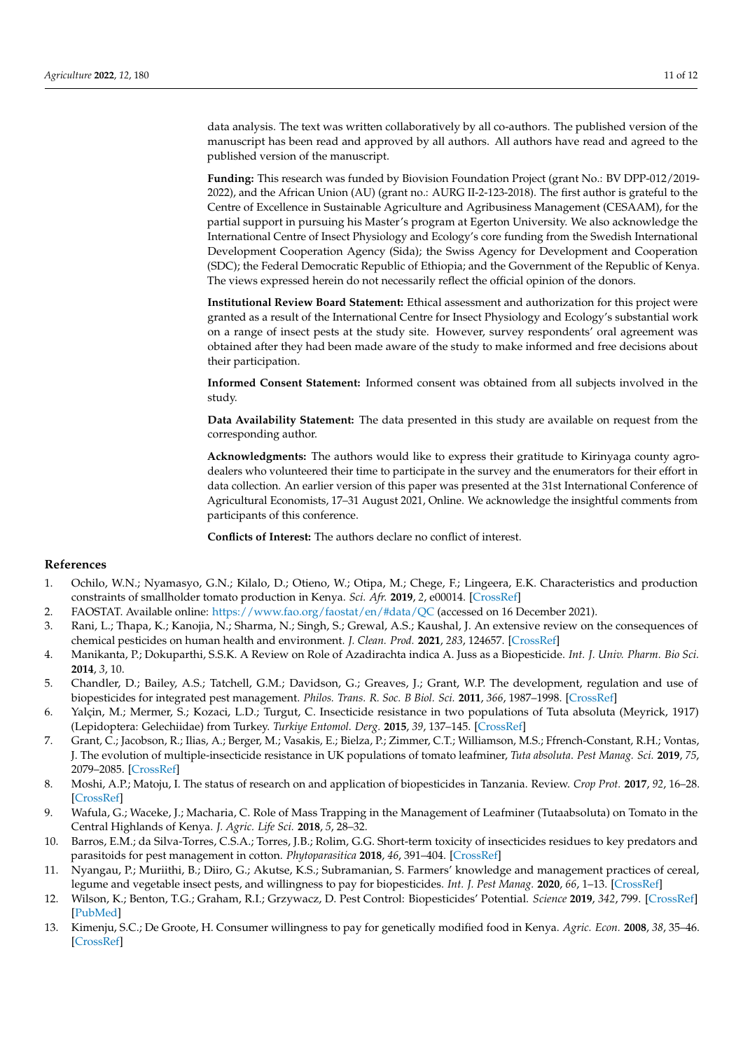data analysis. The text was written collaboratively by all co-authors. The published version of the manuscript has been read and approved by all authors. All authors have read and agreed to the published version of the manuscript.

**Funding:** This research was funded by Biovision Foundation Project (grant No.: BV DPP-012/2019-2022), and the African Union (AU) (grant no.: AURG II-2-123-2018). The first author is grateful to the Centre of Excellence in Sustainable Agriculture and Agribusiness Management (CESAAM), for the partial support in pursuing his Master's program at Egerton University. We also acknowledge the International Centre of Insect Physiology and Ecology's core funding from the Swedish International Development Cooperation Agency (Sida); the Swiss Agency for Development and Cooperation (SDC); the Federal Democratic Republic of Ethiopia; and the Government of the Republic of Kenya. The views expressed herein do not necessarily reflect the official opinion of the donors.

**Institutional Review Board Statement:** Ethical assessment and authorization for this project were granted as a result of the International Centre for Insect Physiology and Ecology's substantial work on a range of insect pests at the study site. However, survey respondents' oral agreement was obtained after they had been made aware of the study to make informed and free decisions about their participation.

**Informed Consent Statement:** Informed consent was obtained from all subjects involved in the study.

**Data Availability Statement:** The data presented in this study are available on request from the corresponding author.

**Acknowledgments:** The authors would like to express their gratitude to Kirinyaga county agro-dealers who volunteered their time to participate in the survey and the enumerators for their effort in data collection. An earlier version of this paper was presented at the 31st International Conference of Agricultural Economists, 17–31 August 2021, Online. We acknowledge the insightful comments from participants of this conference.

**Conflicts of Interest:** The authors declare no conflict of interest.

## References

1. Ochilo, W.N.; Nyamasyo, G.N.; Kilalo, D.; Otieno, W.; Otipa, M.; Chege, F.; Lingeera, E.K. Characteristics and production constraints of smallholder tomato production in Kenya. *Sci. Afr.* **2019**, *2*, e00014. [CrossRef]
2. FAOSTAT. Available online: https://www.fao.org/faostat/en/#data/QC (accessed on 16 December 2021).
3. Rani, L.; Thapa, K.; Kanojia, N.; Sharma, N.; Singh, S.; Grewal, A.S.; Kaushal, J. An extensive review on the consequences of chemical pesticides on human health and environment. *J. Clean. Prod.* **2021**, *283*, 124657. [CrossRef]
4. Manikanta, P.; Dokuparthi, S.S.K. A Review on Role of Azadirachta indica A. Juss as a Biopesticide. *Int. J. Univ. Pharm. Bio Sci.* **2014**, *3*, 10.
5. Chandler, D.; Bailey, A.S.; Tatchell, G.M.; Davidson, G.; Greaves, J.; Grant, W.P. The development, regulation and use of biopesticides for integrated pest management. *Philos. Trans. R. Soc. B Biol. Sci.* **2011**, *366*, 1987–1998. [CrossRef]
6. Yalçin, M.; Mermer, S.; Kozaci, L.D.; Turgut, C. Insecticide resistance in two populations of Tuta absoluta (Meyrick, 1917) (Lepidoptera: Gelechiidae) from Turkey. *Turkiye Entomol. Derg.* **2015**, *39*, 137–145. [CrossRef]
7. Grant, C.; Jacobson, R.; Ilias, A.; Berger, M.; Vasakis, E.; Bielza, P.; Zimmer, C.T.; Williamson, M.S.; Ffrench-Constant, R.H.; Vontas, J. The evolution of multiple-insecticide resistance in UK populations of tomato leafminer, *Tuta absoluta*. *Pest Manag. Sci.* **2019**, *75*, 2079–2085. [CrossRef]
8. Moshi, A.P.; Matoju, I. The status of research on and application of biopesticides in Tanzania. Review. *Crop Prot.* **2017**, *92*, 16–28. [CrossRef]
9. Wafula, G.; Waceke, J.; Macharia, C. Role of Mass Trapping in the Management of Leafminer (Tutaabsoluta) on Tomato in the Central Highlands of Kenya. *J. Agric. Life Sci.* **2018**, *5*, 28–32.
10. Barros, E.M.; da Silva-Torres, C.S.A.; Torres, J.B.; Rolim, G.G. Short-term toxicity of insecticides residues to key predators and parasitoids for pest management in cotton. *Phytoparasitica* **2018**, *46*, 391–404. [CrossRef]
11. Nyangau, P.; Muriithi, B.; Diiro, G.; Akutse, K.S.; Subramanian, S. Farmers' knowledge and management practices of cereal, legume and vegetable insect pests, and willingness to pay for biopesticides. *Int. J. Pest Manag.* **2020**, *66*, 1–13. [CrossRef]
12. Wilson, K.; Benton, T.G.; Graham, R.I.; Grzywacz, D. Pest Control: Biopesticides' Potential. *Science* **2019**, *342*, 799. [CrossRef] [PubMed]
13. Kimenju, S.C.; De Groote, H. Consumer willingness to pay for genetically modified food in Kenya. *Agric. Econ.* **2008**, *38*, 35–46. [CrossRef]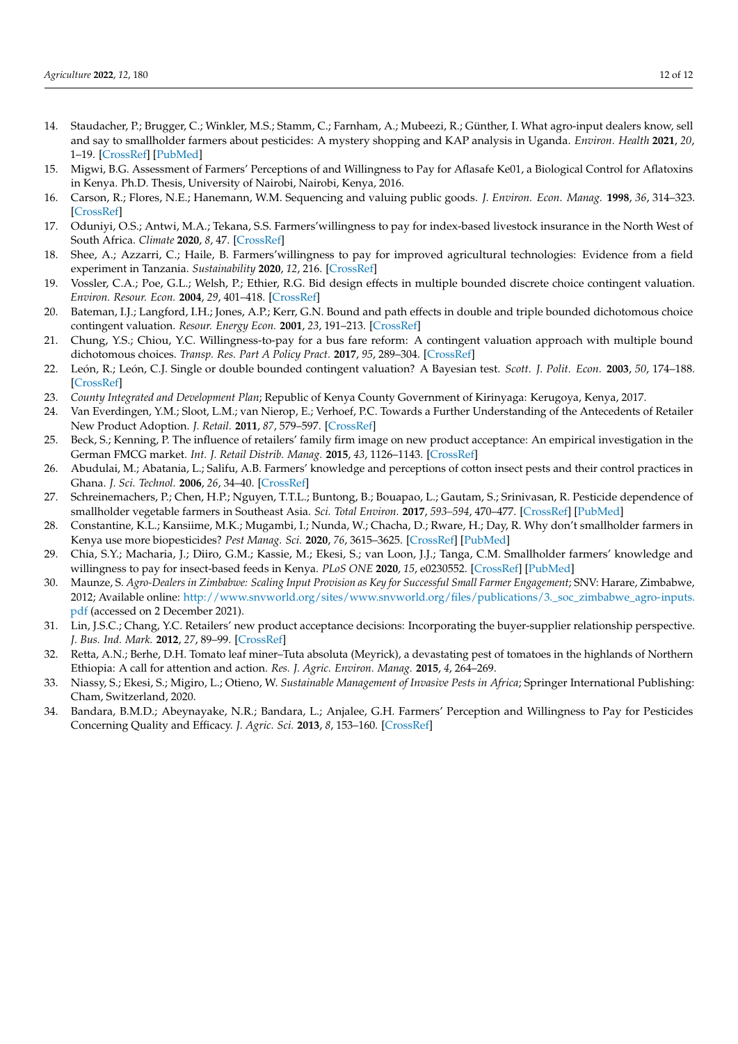14. Staudacher, P.; Brugger, C.; Winkler, M.S.; Stamm, C.; Farnham, A.; Mubeezi, R.; Günther, I. What agro-input dealers know, sell and say to smallholder farmers about pesticides: A mystery shopping and KAP analysis in Uganda. *Environ. Health* **2021**, *20*, 1–19. [CrossRef] [PubMed]
15. Migwi, B.G. Assessment of Farmers' Perceptions of and Willingness to Pay for Aflasafe Ke01, a Biological Control for Aflatoxins in Kenya. Ph.D. Thesis, University of Nairobi, Nairobi, Kenya, 2016.
16. Carson, R.; Flores, N.E.; Hanemann, W.M. Sequencing and valuing public goods. *J. Environ. Econ. Manag.* **1998**, *36*, 314–323. [CrossRef]
17. Oduniyi, O.S.; Antwi, M.A.; Tekana, S.S. Farmers'willingness to pay for index-based livestock insurance in the North West of South Africa. *Climate* **2020**, *8*, 47. [CrossRef]
18. Shee, A.; Azzarri, C.; Haile, B. Farmers'willingness to pay for improved agricultural technologies: Evidence from a field experiment in Tanzania. *Sustainability* **2020**, *12*, 216. [CrossRef]
19. Vossler, C.A.; Poe, G.L.; Welsh, P.; Ethier, R.G. Bid design effects in multiple bounded discrete choice contingent valuation. *Environ. Resour. Econ.* **2004**, *29*, 401–418. [CrossRef]
20. Bateman, I.J.; Langford, I.H.; Jones, A.P.; Kerr, G.N. Bound and path effects in double and triple bounded dichotomous choice contingent valuation. *Resour. Energy Econ.* **2001**, *23*, 191–213. [CrossRef]
21. Chung, Y.S.; Chiou, Y.C. Willingness-to-pay for a bus fare reform: A contingent valuation approach with multiple bound dichotomous choices. *Transp. Res. Part A Policy Pract.* **2017**, *95*, 289–304. [CrossRef]
22. León, R.; León, C.J. Single or double bounded contingent valuation? A Bayesian test. *Scott. J. Polit. Econ.* **2003**, *50*, 174–188. [CrossRef]
23. *County Integrated and Development Plan*; Republic of Kenya County Government of Kirinyaga: Kerugoya, Kenya, 2017.
24. Van Everdingen, Y.M.; Sloot, L.M.; van Nierop, E.; Verhoef, P.C. Towards a Further Understanding of the Antecedents of Retailer New Product Adoption. *J. Retail.* **2011**, *87*, 579–597. [CrossRef]
25. Beck, S.; Kenning, P. The influence of retailers' family firm image on new product acceptance: An empirical investigation in the German FMCG market. *Int. J. Retail Distrib. Manag.* **2015**, *43*, 1126–1143. [CrossRef]
26. Abudulai, M.; Abatania, L.; Salifu, A.B. Farmers' knowledge and perceptions of cotton insect pests and their control practices in Ghana. *J. Sci. Technol.* **2006**, *26*, 34–40. [CrossRef]
27. Schreinemachers, P.; Chen, H.P.; Nguyen, T.T.L.; Buntong, B.; Bouapao, L.; Gautam, S.; Srinivasan, R. Pesticide dependence of smallholder vegetable farmers in Southeast Asia. *Sci. Total Environ.* **2017**, *593–594*, 470–477. [CrossRef] [PubMed]
28. Constantine, K.L.; Kansiime, M.K.; Mugambi, I.; Nunda, W.; Chacha, D.; Rware, H.; Day, R. Why don't smallholder farmers in Kenya use more biopesticides? *Pest Manag. Sci.* **2020**, *76*, 3615–3625. [CrossRef] [PubMed]
29. Chia, S.Y.; Macharia, J.; Diiro, G.M.; Kassie, M.; Ekesi, S.; van Loon, J.J.; Tanga, C.M. Smallholder farmers' knowledge and willingness to pay for insect-based feeds in Kenya. *PLoS ONE* **2020**, *15*, e0230552. [CrossRef] [PubMed]
30. Maunze, S. *Agro-Dealers in Zimbabwe: Scaling Input Provision as Key for Successful Small Farmer Engagement*; SNV: Harare, Zimbabwe, 2012; Available online: http://www.snvworld.org/sites/www.snvworld.org/files/publications/3._soc_zimbabwe_agro-inputs.pdf (accessed on 2 December 2021).
31. Lin, J.S.C.; Chang, Y.C. Retailers' new product acceptance decisions: Incorporating the buyer-supplier relationship perspective. *J. Bus. Ind. Mark.* **2012**, *27*, 89–99. [CrossRef]
32. Retta, A.N.; Berhe, D.H. Tomato leaf miner–Tuta absoluta (Meyrick), a devastating pest of tomatoes in the highlands of Northern Ethiopia: A call for attention and action. *Res. J. Agric. Environ. Manag.* **2015**, *4*, 264–269.
33. Niassy, S.; Ekesi, S.; Migiro, L.; Otieno, W. *Sustainable Management of Invasive Pests in Africa*; Springer International Publishing: Cham, Switzerland, 2020.
34. Bandara, B.M.D.; Abeynayake, N.R.; Bandara, L.; Anjalee, G.H. Farmers' Perception and Willingness to Pay for Pesticides Concerning Quality and Efficacy. *J. Agric. Sci.* **2013**, *8*, 153–160. [CrossRef]